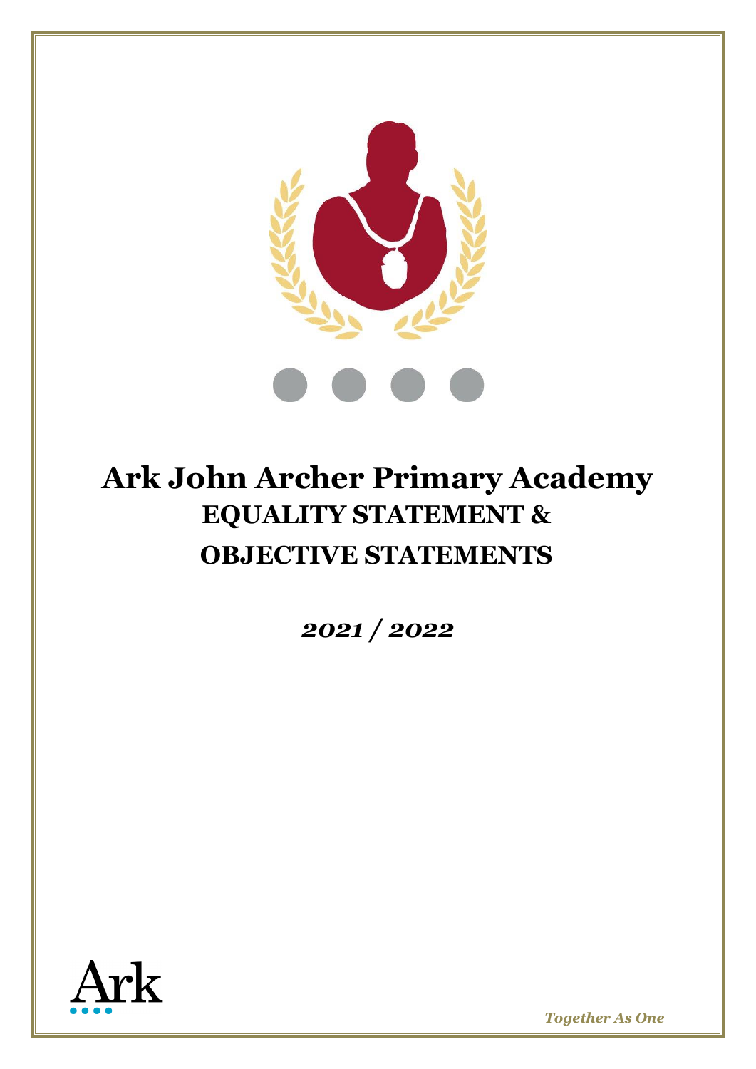# Ark John Archer Primary Academy

## EQUALITY STATEMENT & OBJECTIVE STATEMENTS

***2021 / 2022***

Ark

*Together As One*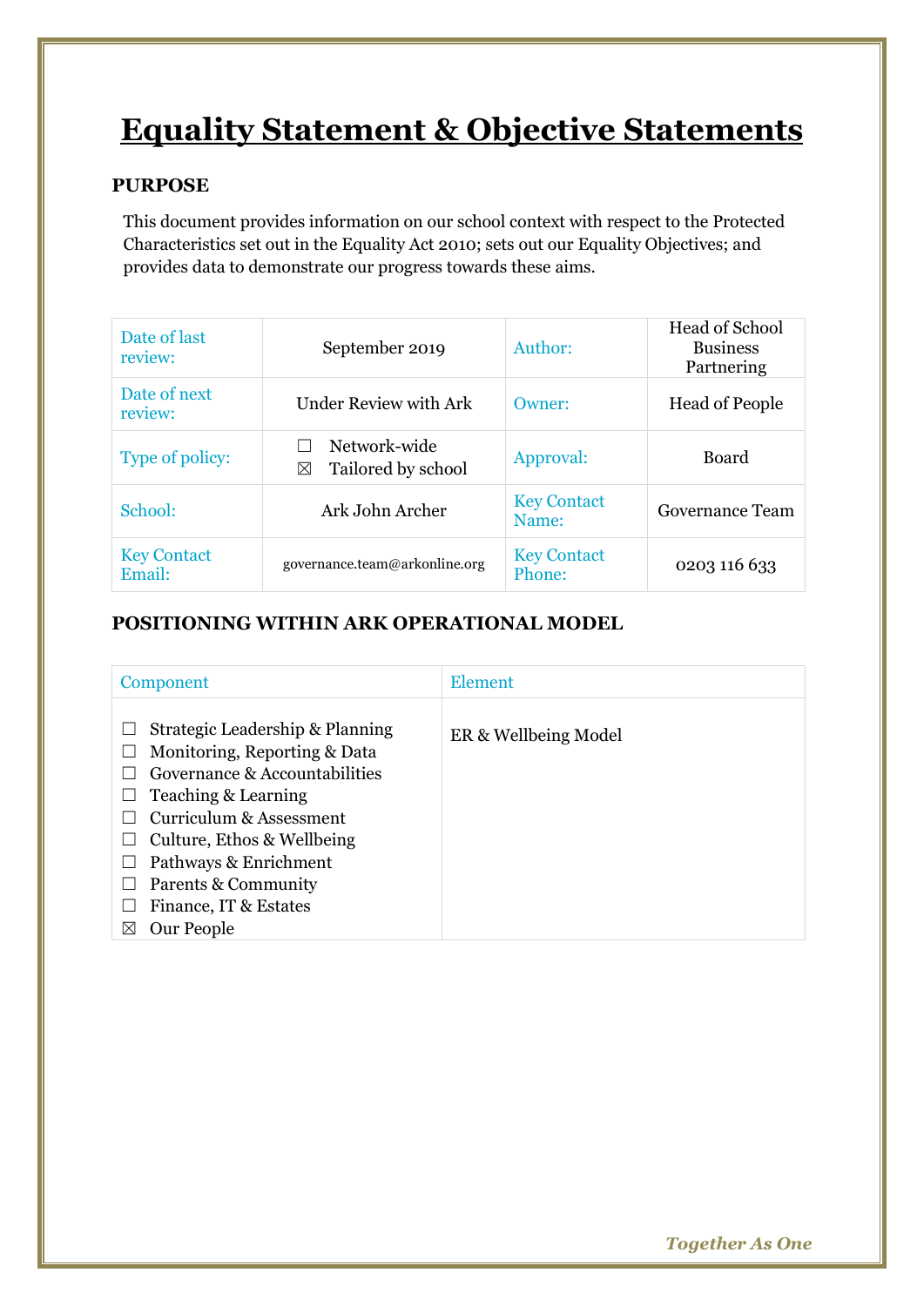# Equality Statement & Objective Statements

## PURPOSE

This document provides information on our school context with respect to the Protected Characteristics set out in the Equality Act 2010; sets out our Equality Objectives; and provides data to demonstrate our progress towards these aims.

| Date of last review: | September 2019 | Author: | Head of School Business Partnering |
|---|---|---|---|
| Date of next review: | Under Review with Ark | Owner: | Head of People |
| Type of policy: | ☐ Network-wide<br>☒ Tailored by school | Approval: | Board |
| School: | Ark John Archer | Key Contact Name: | Governance Team |
| Key Contact Email: | governance.team@arkonline.org | Key Contact Phone: | 0203 116 633 |

## POSITIONING WITHIN ARK OPERATIONAL MODEL

| Component | Element |
|---|---|
| ☐ Strategic Leadership & Planning<br>☐ Monitoring, Reporting & Data<br>☐ Governance & Accountabilities<br>☐ Teaching & Learning<br>☐ Curriculum & Assessment<br>☐ Culture, Ethos & Wellbeing<br>☐ Pathways & Enrichment<br>☐ Parents & Community<br>☐ Finance, IT & Estates<br>☒ Our People | ER & Wellbeing Model |

*Together As One*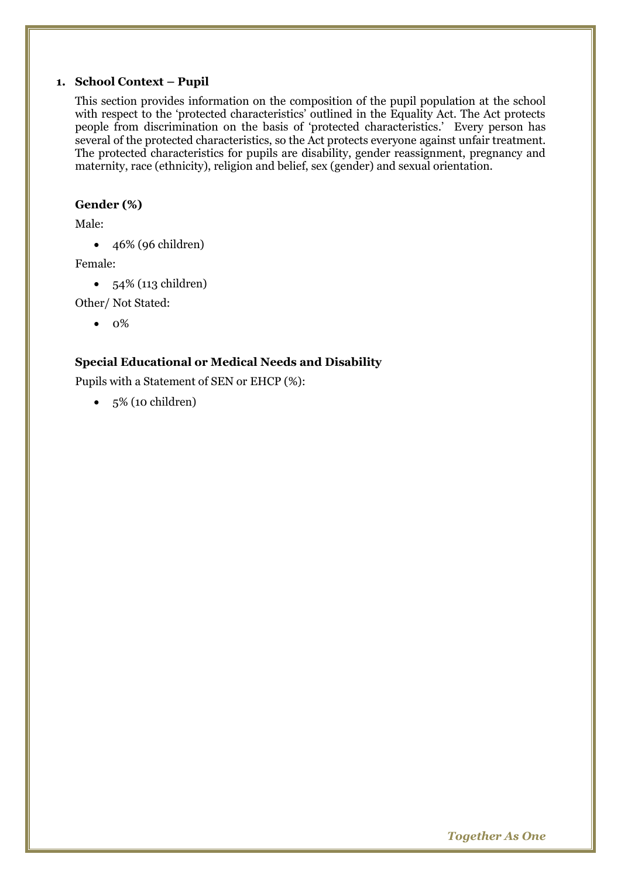## 1. School Context – Pupil

This section provides information on the composition of the pupil population at the school with respect to the 'protected characteristics' outlined in the Equality Act. The Act protects people from discrimination on the basis of 'protected characteristics.' Every person has several of the protected characteristics, so the Act protects everyone against unfair treatment. The protected characteristics for pupils are disability, gender reassignment, pregnancy and maternity, race (ethnicity), religion and belief, sex (gender) and sexual orientation.

### Gender (%)

Male:

- 46% (96 children)

Female:

- 54% (113 children)

Other/ Not Stated:

- 0%

### Special Educational or Medical Needs and Disability

Pupils with a Statement of SEN or EHCP (%):

- 5% (10 children)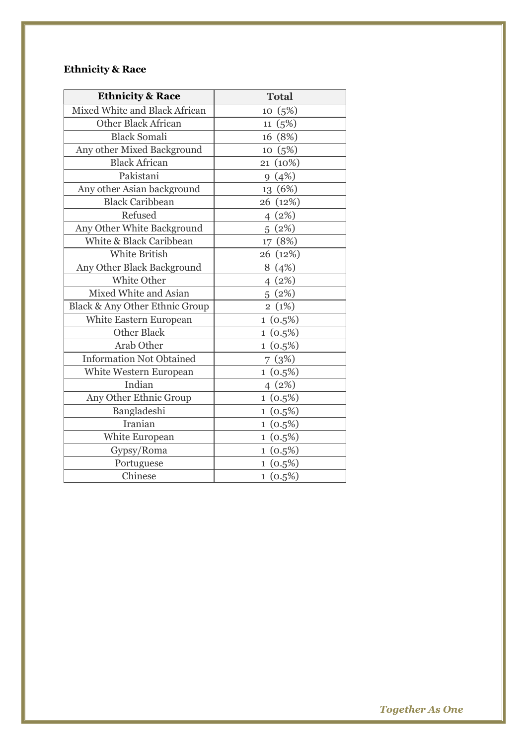**Ethnicity & Race**

| Ethnicity & Race | Total |
|---|---|
| Mixed White and Black African | 10 (5%) |
| Other Black African | 11 (5%) |
| Black Somali | 16 (8%) |
| Any other Mixed Background | 10 (5%) |
| Black African | 21 (10%) |
| Pakistani | 9 (4%) |
| Any other Asian background | 13 (6%) |
| Black Caribbean | 26 (12%) |
| Refused | 4 (2%) |
| Any Other White Background | 5 (2%) |
| White & Black Caribbean | 17 (8%) |
| White British | 26 (12%) |
| Any Other Black Background | 8 (4%) |
| White Other | 4 (2%) |
| Mixed White and Asian | 5 (2%) |
| Black & Any Other Ethnic Group | 2 (1%) |
| White Eastern European | 1 (0.5%) |
| Other Black | 1 (0.5%) |
| Arab Other | 1 (0.5%) |
| Information Not Obtained | 7 (3%) |
| White Western European | 1 (0.5%) |
| Indian | 4 (2%) |
| Any Other Ethnic Group | 1 (0.5%) |
| Bangladeshi | 1 (0.5%) |
| Iranian | 1 (0.5%) |
| White European | 1 (0.5%) |
| Gypsy/Roma | 1 (0.5%) |
| Portuguese | 1 (0.5%) |
| Chinese | 1 (0.5%) |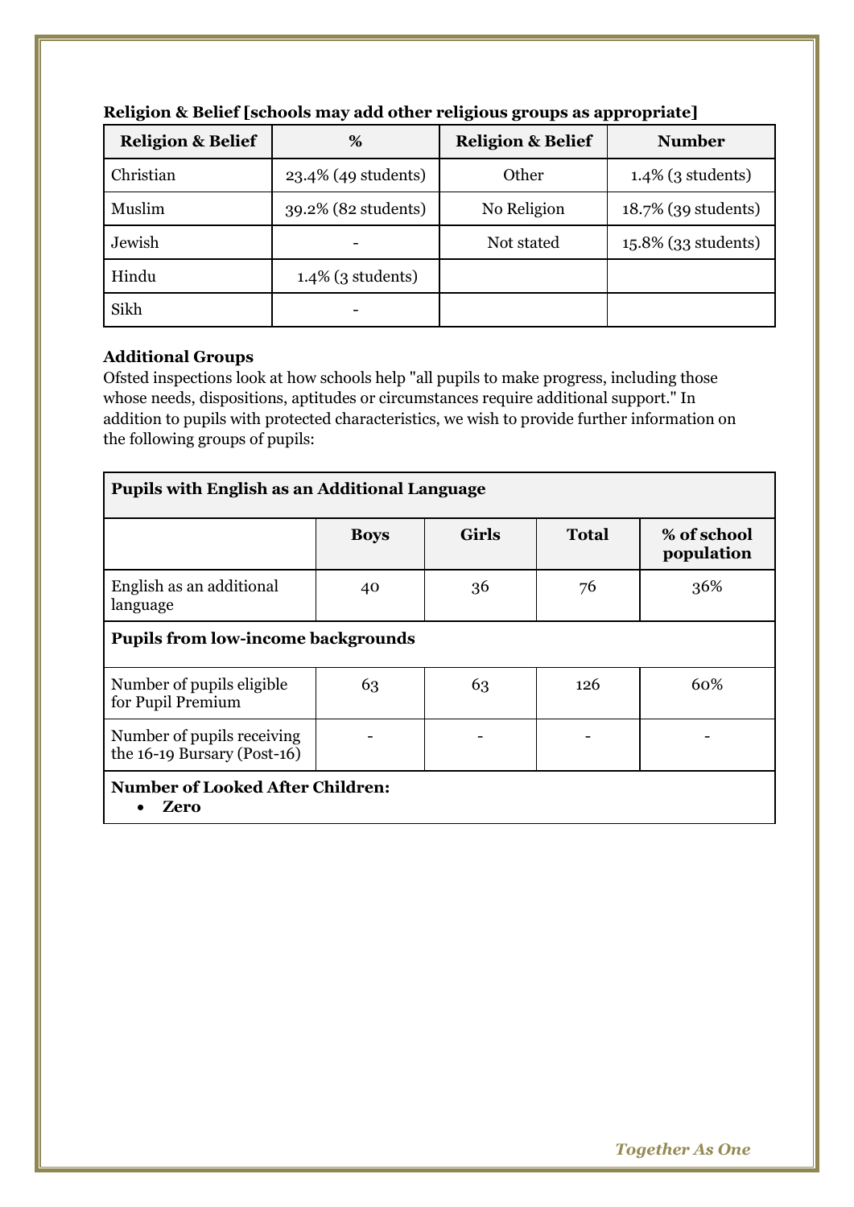**Religion & Belief [schools may add other religious groups as appropriate]**

| Religion & Belief | % | Religion & Belief | Number |
|---|---|---|---|
| Christian | 23.4% (49 students) | Other | 1.4% (3 students) |
| Muslim | 39.2% (82 students) | No Religion | 18.7% (39 students) |
| Jewish | - | Not stated | 15.8% (33 students) |
| Hindu | 1.4% (3 students) | | |
| Sikh | - | | |

**Additional Groups**

Ofsted inspections look at how schools help "all pupils to make progress, including those whose needs, dispositions, aptitudes or circumstances require additional support." In addition to pupils with protected characteristics, we wish to provide further information on the following groups of pupils:

| **Pupils with English as an Additional Language** | | | | |
|---|---|---|---|---|
| | **Boys** | **Girls** | **Total** | **% of school population** |
| English as an additional language | 40 | 36 | 76 | 36% |
| **Pupils from low-income backgrounds** | | | | |
| Number of pupils eligible for Pupil Premium | 63 | 63 | 126 | 60% |
| Number of pupils receiving the 16-19 Bursary (Post-16) | - | - | - | - |
| **Number of Looked After Children:** • **Zero** | | | | |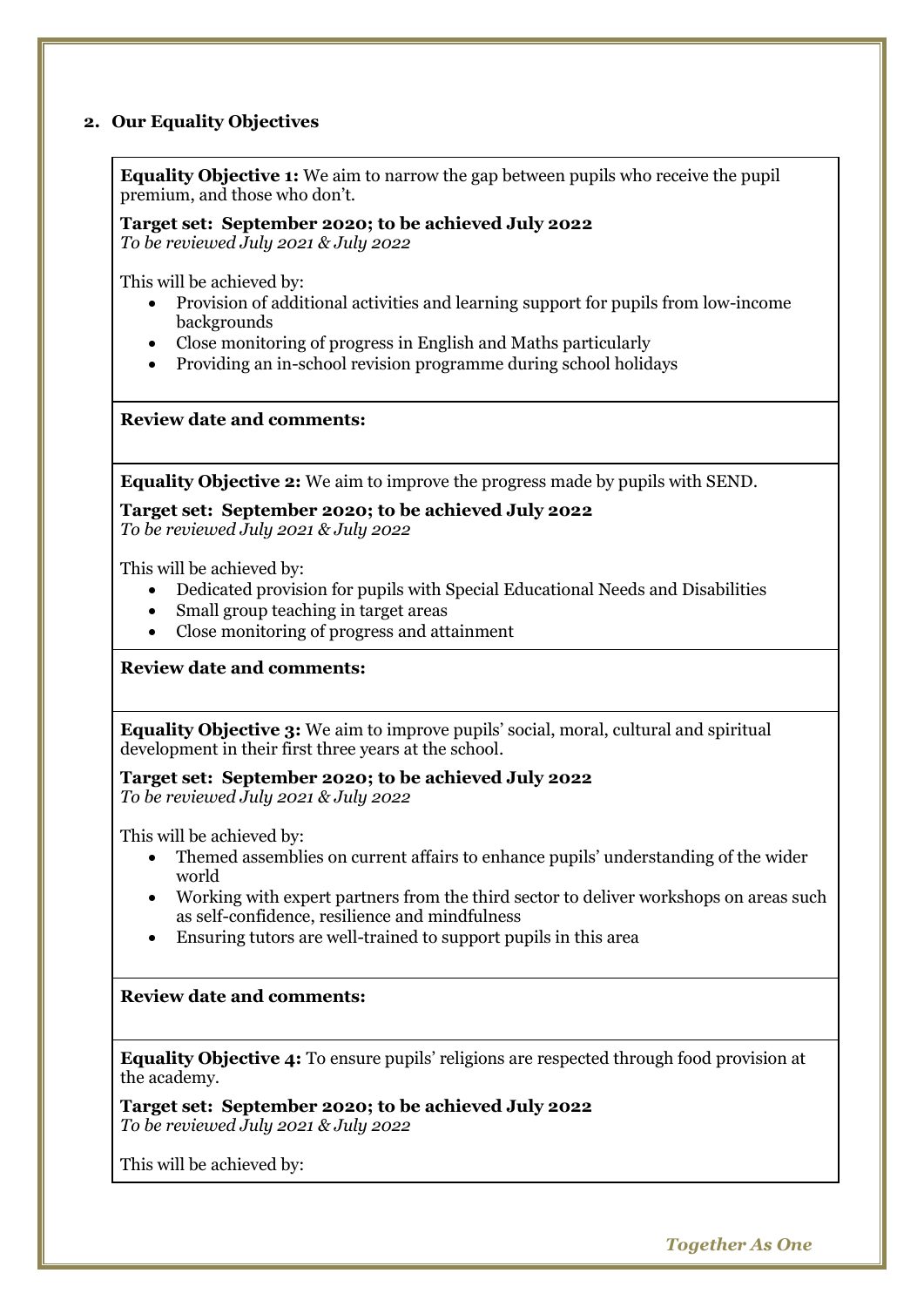## 2. Our Equality Objectives

**Equality Objective 1:** We aim to narrow the gap between pupils who receive the pupil premium, and those who don't.

**Target set: September 2020; to be achieved July 2022**
*To be reviewed July 2021 & July 2022*

This will be achieved by:

- Provision of additional activities and learning support for pupils from low-income backgrounds
- Close monitoring of progress in English and Maths particularly
- Providing an in-school revision programme during school holidays

**Review date and comments:**

**Equality Objective 2:** We aim to improve the progress made by pupils with SEND.

**Target set: September 2020; to be achieved July 2022**
*To be reviewed July 2021 & July 2022*

This will be achieved by:

- Dedicated provision for pupils with Special Educational Needs and Disabilities
- Small group teaching in target areas
- Close monitoring of progress and attainment

**Review date and comments:**

**Equality Objective 3:** We aim to improve pupils' social, moral, cultural and spiritual development in their first three years at the school.

**Target set: September 2020; to be achieved July 2022**
*To be reviewed July 2021 & July 2022*

This will be achieved by:

- Themed assemblies on current affairs to enhance pupils' understanding of the wider world
- Working with expert partners from the third sector to deliver workshops on areas such as self-confidence, resilience and mindfulness
- Ensuring tutors are well-trained to support pupils in this area

**Review date and comments:**

**Equality Objective 4:** To ensure pupils' religions are respected through food provision at the academy.

**Target set: September 2020; to be achieved July 2022**
*To be reviewed July 2021 & July 2022*

This will be achieved by: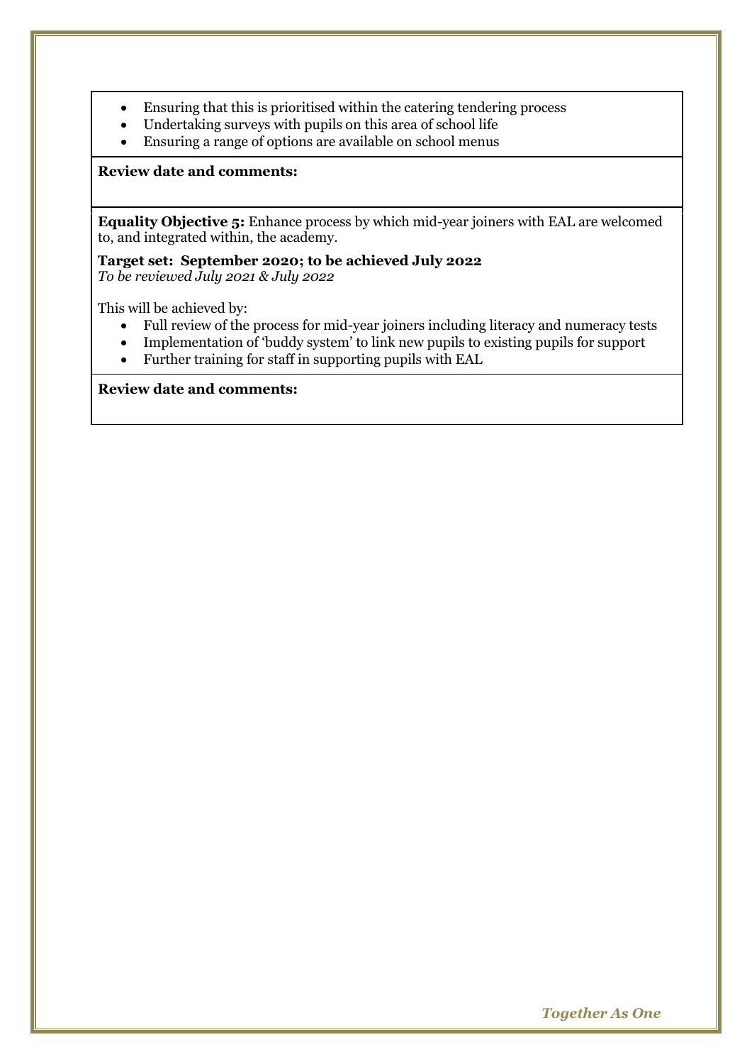- Ensuring that this is prioritised within the catering tendering process
- Undertaking surveys with pupils on this area of school life
- Ensuring a range of options are available on school menus

**Review date and comments:**

**Equality Objective 5:** Enhance process by which mid-year joiners with EAL are welcomed to, and integrated within, the academy.

**Target set: September 2020; to be achieved July 2022**
*To be reviewed July 2021 & July 2022*

This will be achieved by:

- Full review of the process for mid-year joiners including literacy and numeracy tests
- Implementation of 'buddy system' to link new pupils to existing pupils for support
- Further training for staff in supporting pupils with EAL

**Review date and comments:**